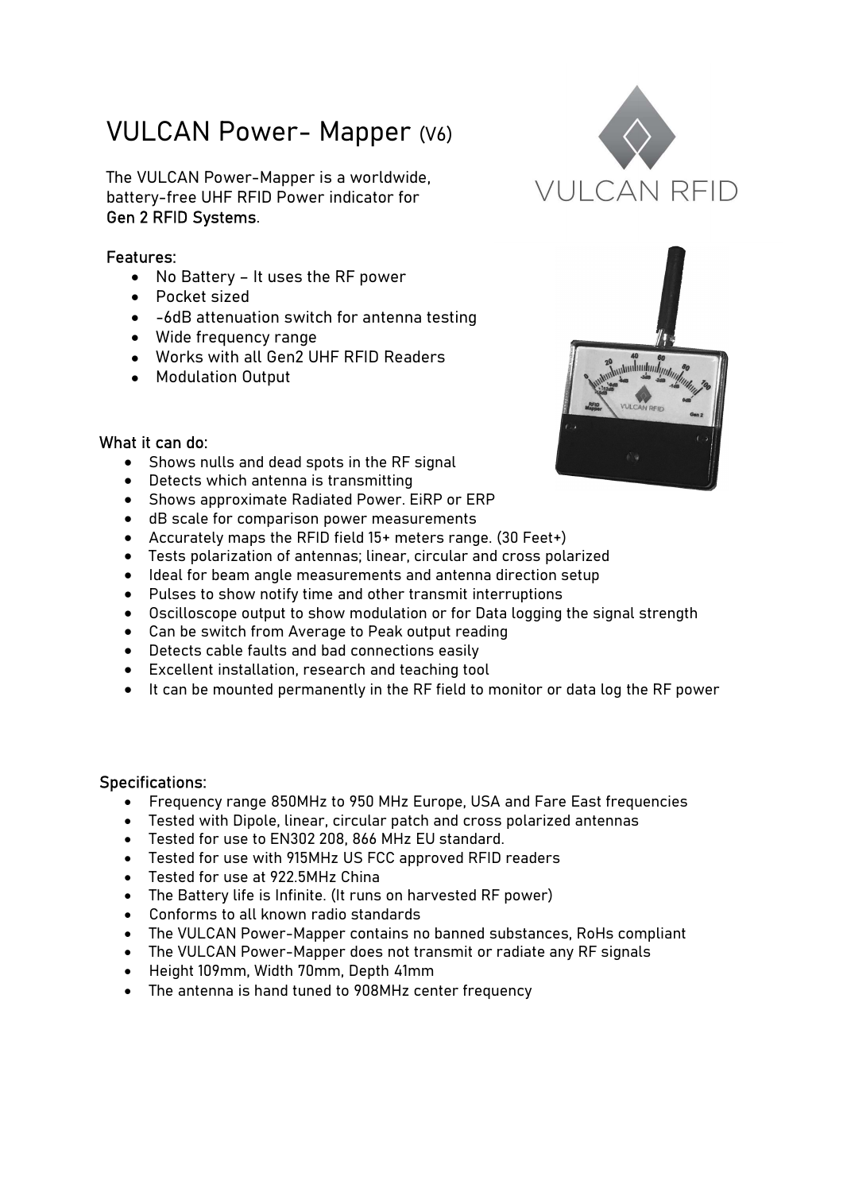# VULCAN Power- Mapper (V6)

The VULCAN Power-Mapper is a worldwide, battery-free UHF RFID Power indicator for **Gen 2 RFID Systems**.

**Features:**

- No Battery – It uses the RF power
- Pocket sized
- -6dB attenuation switch for antenna testing
- Wide frequency range
- Works with all Gen2 UHF RFID Readers
- Modulation Output

**What it can do:**

- Shows nulls and dead spots in the RF signal
- Detects which antenna is transmitting
- Shows approximate Radiated Power. EiRP or ERP
- dB scale for comparison power measurements
- Accurately maps the RFID field 15+ meters range. (30 Feet+)
- Tests polarization of antennas; linear, circular and cross polarized
- Ideal for beam angle measurements and antenna direction setup
- Pulses to show notify time and other transmit interruptions
- Oscilloscope output to show modulation or for Data logging the signal strength
- Can be switch from Average to Peak output reading
- Detects cable faults and bad connections easily
- Excellent installation, research and teaching tool
- It can be mounted permanently in the RF field to monitor or data log the RF power

**Specifications:**

- Frequency range 850MHz to 950 MHz Europe, USA and Fare East frequencies
- Tested with Dipole, linear, circular patch and cross polarized antennas
- Tested for use to EN302 208, 866 MHz EU standard.
- Tested for use with 915MHz US FCC approved RFID readers
- Tested for use at 922.5MHz China
- The Battery life is Infinite. (It runs on harvested RF power)
- Conforms to all known radio standards
- The VULCAN Power-Mapper contains no banned substances, RoHs compliant
- The VULCAN Power-Mapper does not transmit or radiate any RF signals
- Height 109mm, Width 70mm, Depth 41mm
- The antenna is hand tuned to 908MHz center frequency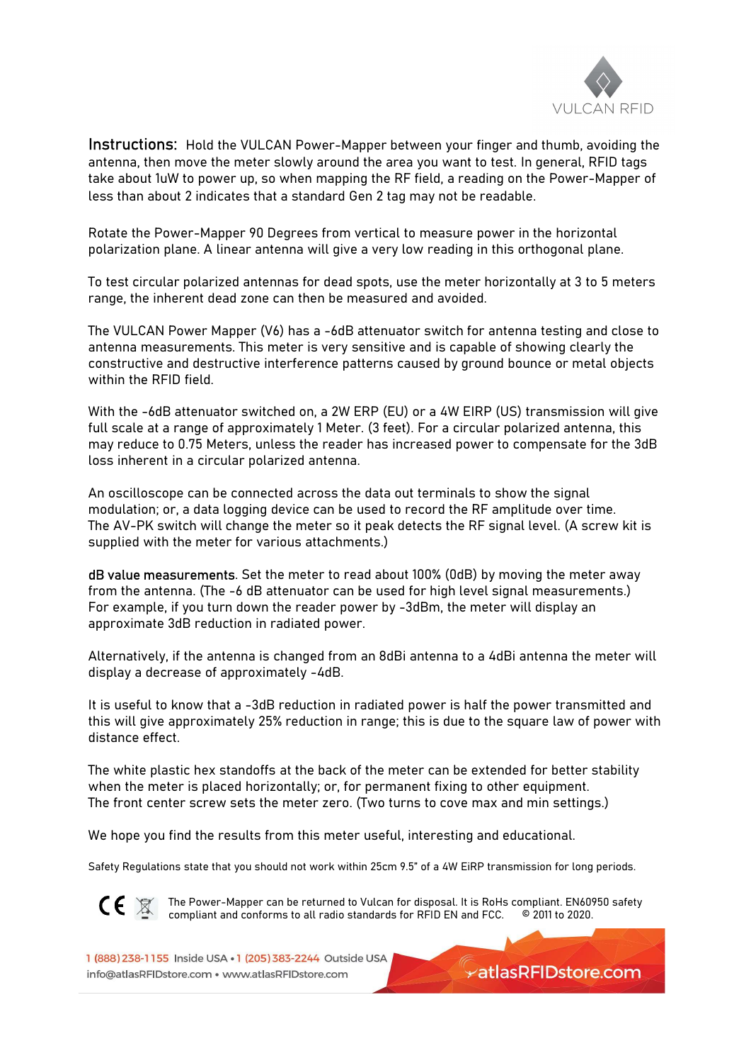VULCAN RFID

**Instructions:** Hold the VULCAN Power-Mapper between your finger and thumb, avoiding the antenna, then move the meter slowly around the area you want to test. In general, RFID tags take about 1uW to power up, so when mapping the RF field, a reading on the Power-Mapper of less than about 2 indicates that a standard Gen 2 tag may not be readable.

Rotate the Power-Mapper 90 Degrees from vertical to measure power in the horizontal polarization plane. A linear antenna will give a very low reading in this orthogonal plane.

To test circular polarized antennas for dead spots, use the meter horizontally at 3 to 5 meters range, the inherent dead zone can then be measured and avoided.

The VULCAN Power Mapper (V6) has a -6dB attenuator switch for antenna testing and close to antenna measurements. This meter is very sensitive and is capable of showing clearly the constructive and destructive interference patterns caused by ground bounce or metal objects within the RFID field.

With the -6dB attenuator switched on, a 2W ERP (EU) or a 4W EIRP (US) transmission will give full scale at a range of approximately 1 Meter. (3 feet). For a circular polarized antenna, this may reduce to 0.75 Meters, unless the reader has increased power to compensate for the 3dB loss inherent in a circular polarized antenna.

An oscilloscope can be connected across the data out terminals to show the signal modulation; or, a data logging device can be used to record the RF amplitude over time.
The AV-PK switch will change the meter so it peak detects the RF signal level. (A screw kit is supplied with the meter for various attachments.)

**dB value measurements**. Set the meter to read about 100% (0dB) by moving the meter away from the antenna. (The -6 dB attenuator can be used for high level signal measurements.)
For example, if you turn down the reader power by -3dBm, the meter will display an approximate 3dB reduction in radiated power.

Alternatively, if the antenna is changed from an 8dBi antenna to a 4dBi antenna the meter will display a decrease of approximately -4dB.

It is useful to know that a -3dB reduction in radiated power is half the power transmitted and this will give approximately 25% reduction in range; this is due to the square law of power with distance effect.

The white plastic hex standoffs at the back of the meter can be extended for better stability when the meter is placed horizontally; or, for permanent fixing to other equipment.
The front center screw sets the meter zero. (Two turns to cove max and min settings.)

We hope you find the results from this meter useful, interesting and educational.

Safety Regulations state that you should not work within 25cm 9.5" of a 4W EiRP transmission for long periods.

CE The Power-Mapper can be returned to Vulcan for disposal. It is RoHs compliant. EN60950 safety compliant and conforms to all radio standards for RFID EN and FCC. © 2011 to 2020.

1 (888) 238-1155 Inside USA • 1 (205) 383-2244 Outside USA
info@atlasRFIDstore.com • www.atlasRFIDstore.com

atlasRFIDstore.com